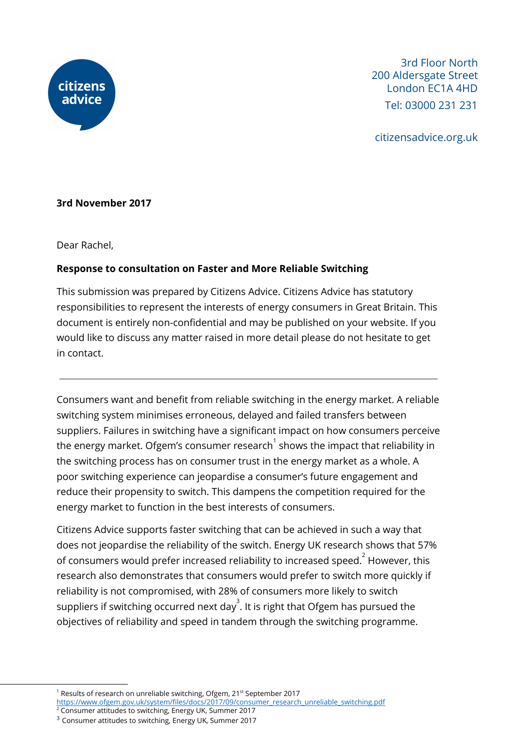citizens advice

3rd Floor North
200 Aldersgate Street
London EC1A 4HD
Tel: 03000 231 231

citizensadvice.org.uk

**3rd November 2017**

Dear Rachel,

**Response to consultation on Faster and More Reliable Switching**

This submission was prepared by Citizens Advice. Citizens Advice has statutory responsibilities to represent the interests of energy consumers in Great Britain. This document is entirely non-confidential and may be published on your website. If you would like to discuss any matter raised in more detail please do not hesitate to get in contact.

---

Consumers want and benefit from reliable switching in the energy market. A reliable switching system minimises erroneous, delayed and failed transfers between suppliers. Failures in switching have a significant impact on how consumers perceive the energy market. Ofgem's consumer research[1] shows the impact that reliability in the switching process has on consumer trust in the energy market as a whole. A poor switching experience can jeopardise a consumer's future engagement and reduce their propensity to switch. This dampens the competition required for the energy market to function in the best interests of consumers.

Citizens Advice supports faster switching that can be achieved in such a way that does not jeopardise the reliability of the switch. Energy UK research shows that 57% of consumers would prefer increased reliability to increased speed.[2] However, this research also demonstrates that consumers would prefer to switch more quickly if reliability is not compromised, with 28% of consumers more likely to switch suppliers if switching occurred next day[3]. It is right that Ofgem has pursued the objectives of reliability and speed in tandem through the switching programme.

---

[1] Results of research on unreliable switching, Ofgem, 21st September 2017 https://www.ofgem.gov.uk/system/files/docs/2017/09/consumer_research_unreliable_switching.pdf

[2] Consumer attitudes to switching, Energy UK, Summer 2017

[3] Consumer attitudes to switching, Energy UK, Summer 2017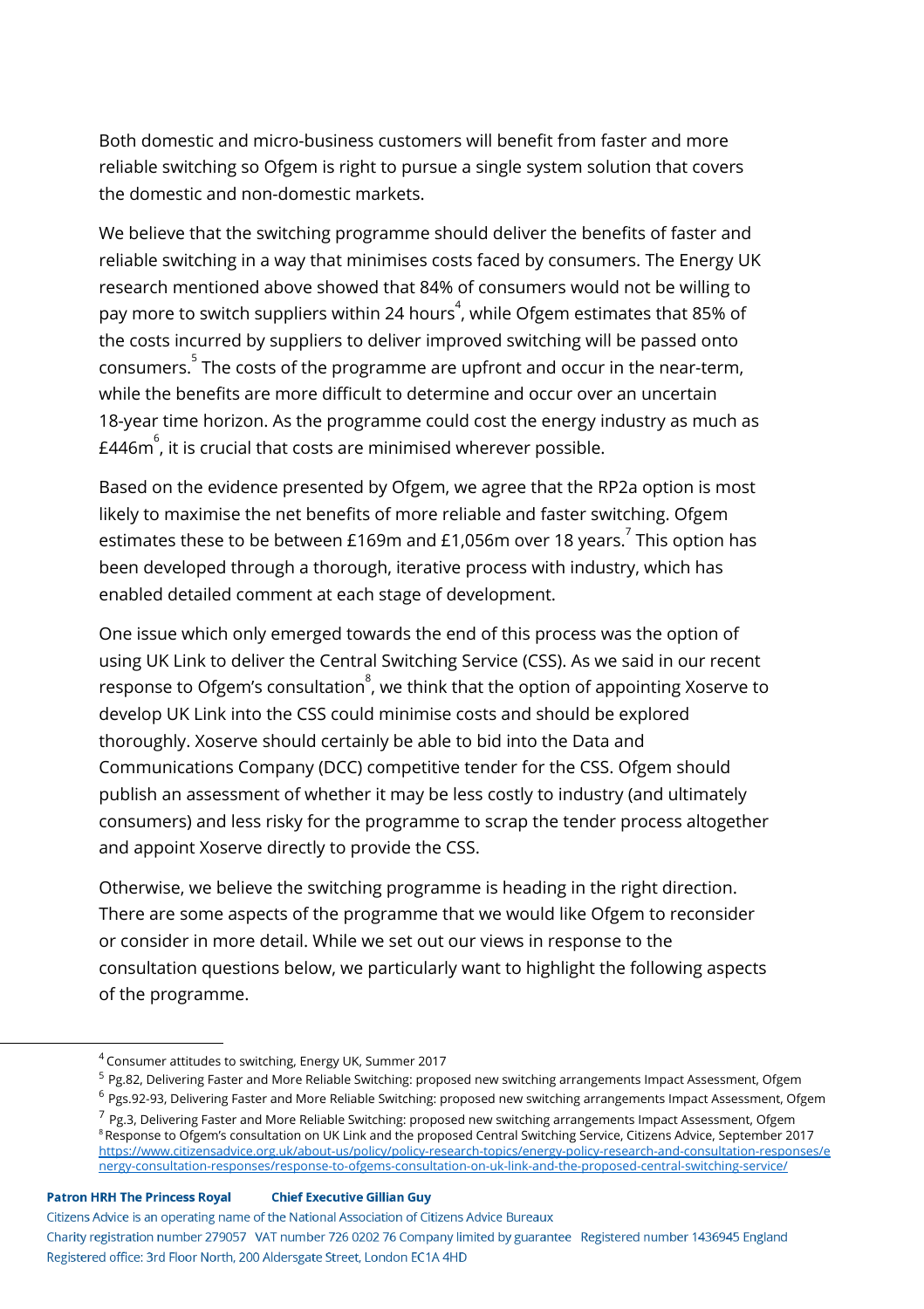Both domestic and micro-business customers will benefit from faster and more reliable switching so Ofgem is right to pursue a single system solution that covers the domestic and non-domestic markets.

We believe that the switching programme should deliver the benefits of faster and reliable switching in a way that minimises costs faced by consumers. The Energy UK research mentioned above showed that 84% of consumers would not be willing to pay more to switch suppliers within 24 hours[4], while Ofgem estimates that 85% of the costs incurred by suppliers to deliver improved switching will be passed onto consumers.[5] The costs of the programme are upfront and occur in the near-term, while the benefits are more difficult to determine and occur over an uncertain 18-year time horizon. As the programme could cost the energy industry as much as £446m[6], it is crucial that costs are minimised wherever possible.

Based on the evidence presented by Ofgem, we agree that the RP2a option is most likely to maximise the net benefits of more reliable and faster switching. Ofgem estimates these to be between £169m and £1,056m over 18 years.[7] This option has been developed through a thorough, iterative process with industry, which has enabled detailed comment at each stage of development.

One issue which only emerged towards the end of this process was the option of using UK Link to deliver the Central Switching Service (CSS). As we said in our recent response to Ofgem's consultation[8], we think that the option of appointing Xoserve to develop UK Link into the CSS could minimise costs and should be explored thoroughly. Xoserve should certainly be able to bid into the Data and Communications Company (DCC) competitive tender for the CSS. Ofgem should publish an assessment of whether it may be less costly to industry (and ultimately consumers) and less risky for the programme to scrap the tender process altogether and appoint Xoserve directly to provide the CSS.

Otherwise, we believe the switching programme is heading in the right direction. There are some aspects of the programme that we would like Ofgem to reconsider or consider in more detail. While we set out our views in response to the consultation questions below, we particularly want to highlight the following aspects of the programme.

---

[4] Consumer attitudes to switching, Energy UK, Summer 2017

[5] Pg.82, Delivering Faster and More Reliable Switching: proposed new switching arrangements Impact Assessment, Ofgem

[6] Pgs.92-93, Delivering Faster and More Reliable Switching: proposed new switching arrangements Impact Assessment, Ofgem

[7] Pg.3, Delivering Faster and More Reliable Switching: proposed new switching arrangements Impact Assessment, Ofgem

[8] Response to Ofgem's consultation on UK Link and the proposed Central Switching Service, Citizens Advice, September 2017 https://www.citizensadvice.org.uk/about-us/policy/policy-research-topics/energy-policy-research-and-consultation-responses/energy-consultation-responses/response-to-ofgems-consultation-on-uk-link-and-the-proposed-central-switching-service/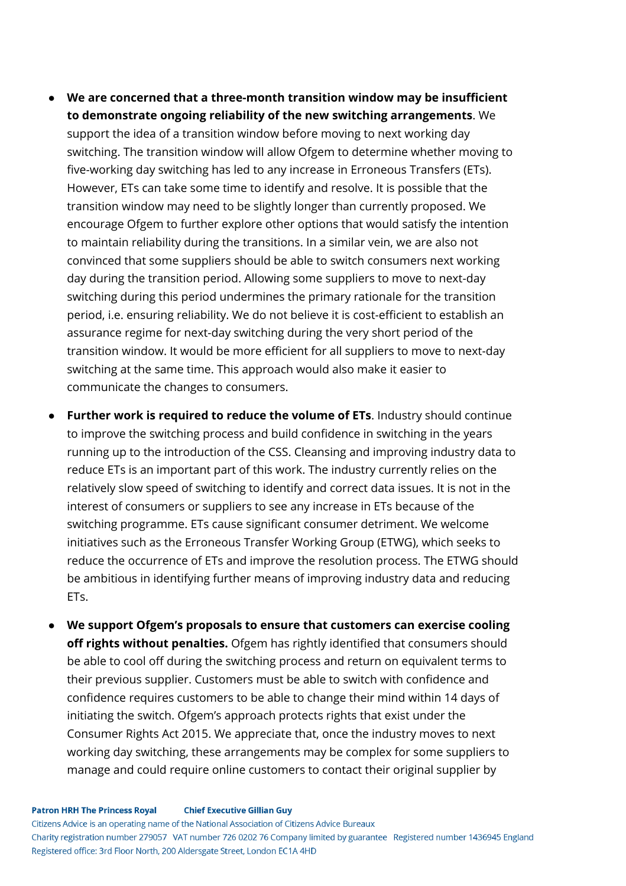- **We are concerned that a three-month transition window may be insufficient to demonstrate ongoing reliability of the new switching arrangements**. We support the idea of a transition window before moving to next working day switching. The transition window will allow Ofgem to determine whether moving to five-working day switching has led to any increase in Erroneous Transfers (ETs). However, ETs can take some time to identify and resolve. It is possible that the transition window may need to be slightly longer than currently proposed. We encourage Ofgem to further explore other options that would satisfy the intention to maintain reliability during the transitions. In a similar vein, we are also not convinced that some suppliers should be able to switch consumers next working day during the transition period. Allowing some suppliers to move to next-day switching during this period undermines the primary rationale for the transition period, i.e. ensuring reliability. We do not believe it is cost-efficient to establish an assurance regime for next-day switching during the very short period of the transition window. It would be more efficient for all suppliers to move to next-day switching at the same time. This approach would also make it easier to communicate the changes to consumers.

- **Further work is required to reduce the volume of ETs**. Industry should continue to improve the switching process and build confidence in switching in the years running up to the introduction of the CSS. Cleansing and improving industry data to reduce ETs is an important part of this work. The industry currently relies on the relatively slow speed of switching to identify and correct data issues. It is not in the interest of consumers or suppliers to see any increase in ETs because of the switching programme. ETs cause significant consumer detriment. We welcome initiatives such as the Erroneous Transfer Working Group (ETWG), which seeks to reduce the occurrence of ETs and improve the resolution process. The ETWG should be ambitious in identifying further means of improving industry data and reducing ETs.

- **We support Ofgem's proposals to ensure that customers can exercise cooling off rights without penalties.** Ofgem has rightly identified that consumers should be able to cool off during the switching process and return on equivalent terms to their previous supplier. Customers must be able to switch with confidence and confidence requires customers to be able to change their mind within 14 days of initiating the switch. Ofgem's approach protects rights that exist under the Consumer Rights Act 2015. We appreciate that, once the industry moves to next working day switching, these arrangements may be complex for some suppliers to manage and could require online customers to contact their original supplier by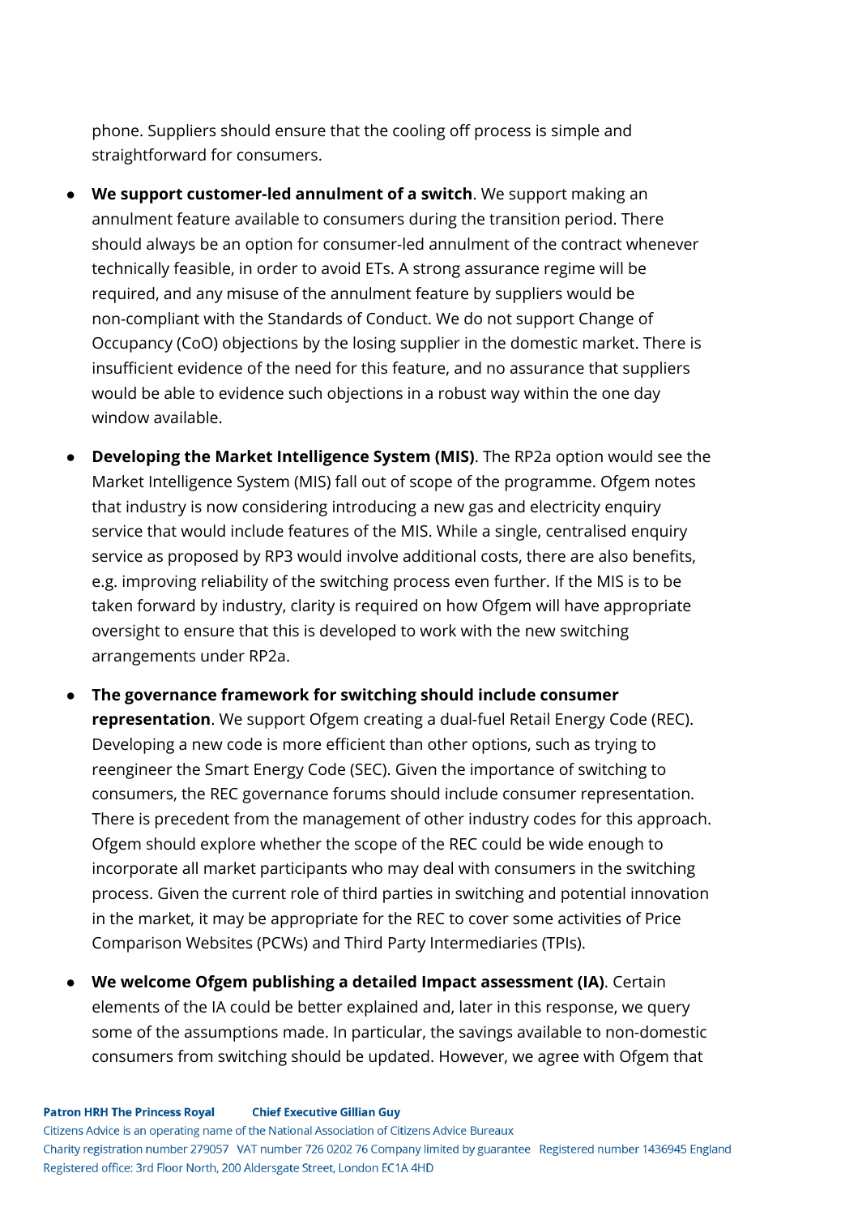phone. Suppliers should ensure that the cooling off process is simple and straightforward for consumers.

- **We support customer-led annulment of a switch**. We support making an annulment feature available to consumers during the transition period. There should always be an option for consumer-led annulment of the contract whenever technically feasible, in order to avoid ETs. A strong assurance regime will be required, and any misuse of the annulment feature by suppliers would be non-compliant with the Standards of Conduct. We do not support Change of Occupancy (CoO) objections by the losing supplier in the domestic market. There is insufficient evidence of the need for this feature, and no assurance that suppliers would be able to evidence such objections in a robust way within the one day window available.

- **Developing the Market Intelligence System (MIS)**. The RP2a option would see the Market Intelligence System (MIS) fall out of scope of the programme. Ofgem notes that industry is now considering introducing a new gas and electricity enquiry service that would include features of the MIS. While a single, centralised enquiry service as proposed by RP3 would involve additional costs, there are also benefits, e.g. improving reliability of the switching process even further. If the MIS is to be taken forward by industry, clarity is required on how Ofgem will have appropriate oversight to ensure that this is developed to work with the new switching arrangements under RP2a.

- **The governance framework for switching should include consumer representation**. We support Ofgem creating a dual-fuel Retail Energy Code (REC). Developing a new code is more efficient than other options, such as trying to reengineer the Smart Energy Code (SEC). Given the importance of switching to consumers, the REC governance forums should include consumer representation. There is precedent from the management of other industry codes for this approach. Ofgem should explore whether the scope of the REC could be wide enough to incorporate all market participants who may deal with consumers in the switching process. Given the current role of third parties in switching and potential innovation in the market, it may be appropriate for the REC to cover some activities of Price Comparison Websites (PCWs) and Third Party Intermediaries (TPIs).

- **We welcome Ofgem publishing a detailed Impact assessment (IA)**. Certain elements of the IA could be better explained and, later in this response, we query some of the assumptions made. In particular, the savings available to non-domestic consumers from switching should be updated. However, we agree with Ofgem that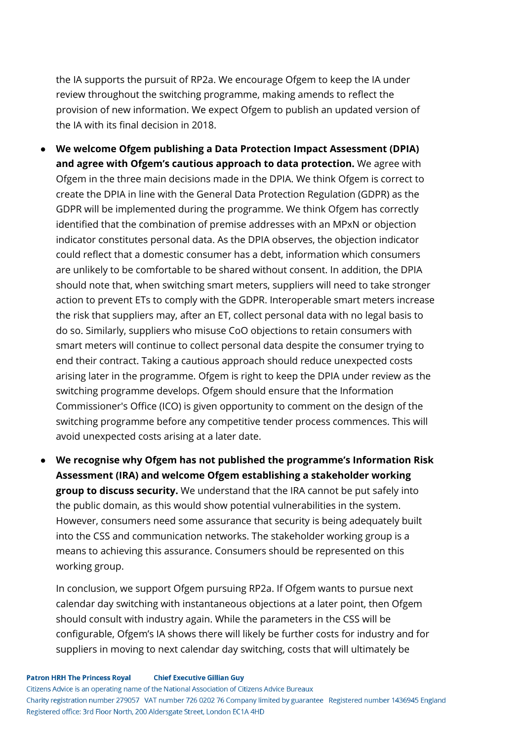the IA supports the pursuit of RP2a. We encourage Ofgem to keep the IA under review throughout the switching programme, making amends to reflect the provision of new information. We expect Ofgem to publish an updated version of the IA with its final decision in 2018.

- **We welcome Ofgem publishing a Data Protection Impact Assessment (DPIA) and agree with Ofgem's cautious approach to data protection.** We agree with Ofgem in the three main decisions made in the DPIA. We think Ofgem is correct to create the DPIA in line with the General Data Protection Regulation (GDPR) as the GDPR will be implemented during the programme. We think Ofgem has correctly identified that the combination of premise addresses with an MPxN or objection indicator constitutes personal data. As the DPIA observes, the objection indicator could reflect that a domestic consumer has a debt, information which consumers are unlikely to be comfortable to be shared without consent. In addition, the DPIA should note that, when switching smart meters, suppliers will need to take stronger action to prevent ETs to comply with the GDPR. Interoperable smart meters increase the risk that suppliers may, after an ET, collect personal data with no legal basis to do so. Similarly, suppliers who misuse CoO objections to retain consumers with smart meters will continue to collect personal data despite the consumer trying to end their contract. Taking a cautious approach should reduce unexpected costs arising later in the programme. Ofgem is right to keep the DPIA under review as the switching programme develops. Ofgem should ensure that the Information Commissioner's Office (ICO) is given opportunity to comment on the design of the switching programme before any competitive tender process commences. This will avoid unexpected costs arising at a later date.

- **We recognise why Ofgem has not published the programme's Information Risk Assessment (IRA) and welcome Ofgem establishing a stakeholder working group to discuss security.** We understand that the IRA cannot be put safely into the public domain, as this would show potential vulnerabilities in the system. However, consumers need some assurance that security is being adequately built into the CSS and communication networks. The stakeholder working group is a means to achieving this assurance. Consumers should be represented on this working group.

  In conclusion, we support Ofgem pursuing RP2a. If Ofgem wants to pursue next calendar day switching with instantaneous objections at a later point, then Ofgem should consult with industry again. While the parameters in the CSS will be configurable, Ofgem's IA shows there will likely be further costs for industry and for suppliers in moving to next calendar day switching, costs that will ultimately be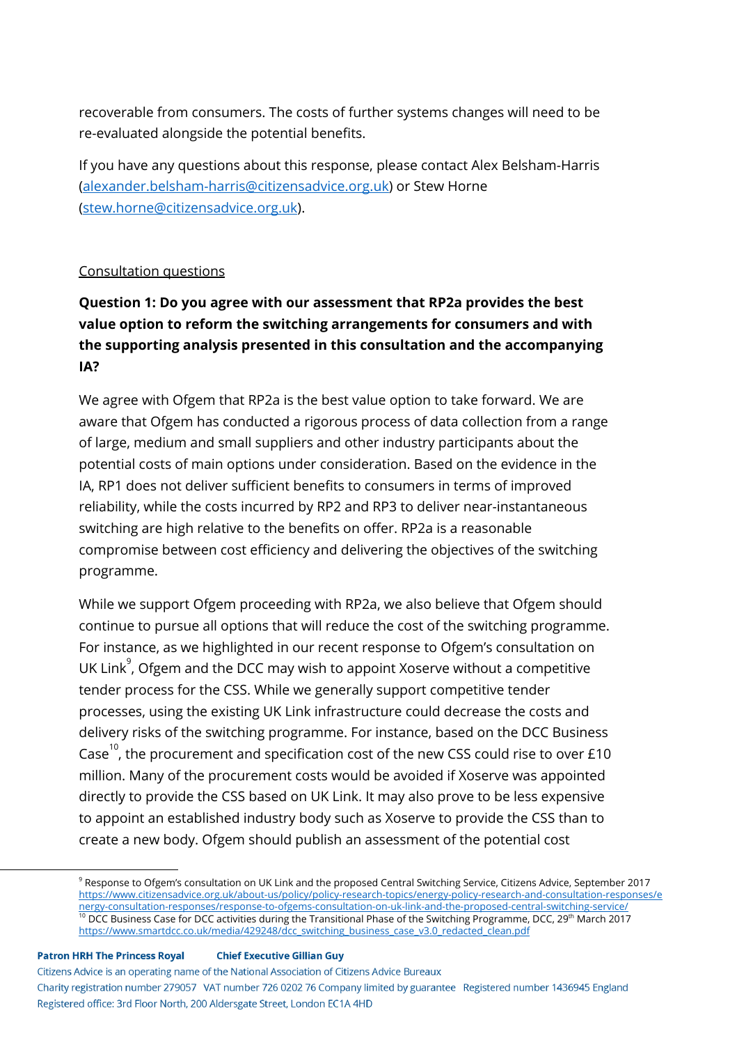recoverable from consumers. The costs of further systems changes will need to be re-evaluated alongside the potential benefits.

If you have any questions about this response, please contact Alex Belsham-Harris (alexander.belsham-harris@citizensadvice.org.uk) or Stew Horne (stew.horne@citizensadvice.org.uk).

## Consultation questions

**Question 1: Do you agree with our assessment that RP2a provides the best value option to reform the switching arrangements for consumers and with the supporting analysis presented in this consultation and the accompanying IA?**

We agree with Ofgem that RP2a is the best value option to take forward. We are aware that Ofgem has conducted a rigorous process of data collection from a range of large, medium and small suppliers and other industry participants about the potential costs of main options under consideration. Based on the evidence in the IA, RP1 does not deliver sufficient benefits to consumers in terms of improved reliability, while the costs incurred by RP2 and RP3 to deliver near-instantaneous switching are high relative to the benefits on offer. RP2a is a reasonable compromise between cost efficiency and delivering the objectives of the switching programme.

While we support Ofgem proceeding with RP2a, we also believe that Ofgem should continue to pursue all options that will reduce the cost of the switching programme. For instance, as we highlighted in our recent response to Ofgem's consultation on UK Link[9], Ofgem and the DCC may wish to appoint Xoserve without a competitive tender process for the CSS. While we generally support competitive tender processes, using the existing UK Link infrastructure could decrease the costs and delivery risks of the switching programme. For instance, based on the DCC Business Case[10], the procurement and specification cost of the new CSS could rise to over £10 million. Many of the procurement costs would be avoided if Xoserve was appointed directly to provide the CSS based on UK Link. It may also prove to be less expensive to appoint an established industry body such as Xoserve to provide the CSS than to create a new body. Ofgem should publish an assessment of the potential cost

[9] Response to Ofgem's consultation on UK Link and the proposed Central Switching Service, Citizens Advice, September 2017 https://www.citizensadvice.org.uk/about-us/policy/policy-research-topics/energy-policy-research-and-consultation-responses/energy-consultation-responses/response-to-ofgems-consultation-on-uk-link-and-the-proposed-central-switching-service/

[10] DCC Business Case for DCC activities during the Transitional Phase of the Switching Programme, DCC, 29th March 2017 https://www.smartdcc.co.uk/media/429248/dcc_switching_business_case_v3.0_redacted_clean.pdf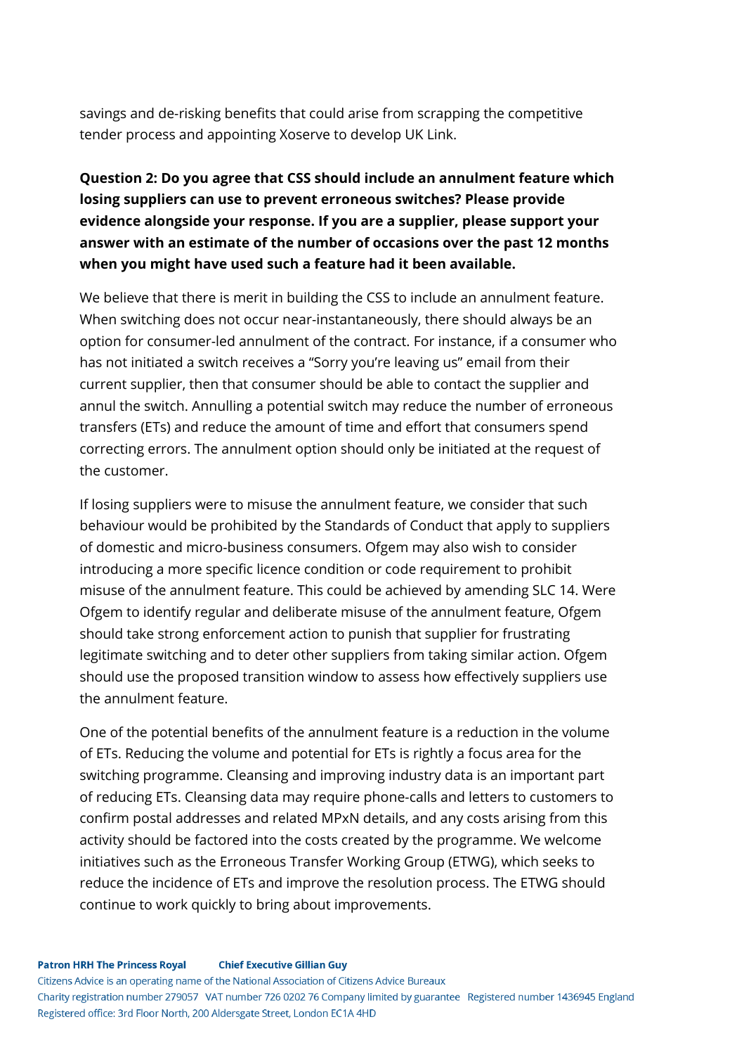savings and de-risking benefits that could arise from scrapping the competitive tender process and appointing Xoserve to develop UK Link.

**Question 2: Do you agree that CSS should include an annulment feature which losing suppliers can use to prevent erroneous switches? Please provide evidence alongside your response. If you are a supplier, please support your answer with an estimate of the number of occasions over the past 12 months when you might have used such a feature had it been available.**

We believe that there is merit in building the CSS to include an annulment feature. When switching does not occur near-instantaneously, there should always be an option for consumer-led annulment of the contract. For instance, if a consumer who has not initiated a switch receives a "Sorry you're leaving us" email from their current supplier, then that consumer should be able to contact the supplier and annul the switch. Annulling a potential switch may reduce the number of erroneous transfers (ETs) and reduce the amount of time and effort that consumers spend correcting errors. The annulment option should only be initiated at the request of the customer.

If losing suppliers were to misuse the annulment feature, we consider that such behaviour would be prohibited by the Standards of Conduct that apply to suppliers of domestic and micro-business consumers. Ofgem may also wish to consider introducing a more specific licence condition or code requirement to prohibit misuse of the annulment feature. This could be achieved by amending SLC 14. Were Ofgem to identify regular and deliberate misuse of the annulment feature, Ofgem should take strong enforcement action to punish that supplier for frustrating legitimate switching and to deter other suppliers from taking similar action. Ofgem should use the proposed transition window to assess how effectively suppliers use the annulment feature.

One of the potential benefits of the annulment feature is a reduction in the volume of ETs. Reducing the volume and potential for ETs is rightly a focus area for the switching programme. Cleansing and improving industry data is an important part of reducing ETs. Cleansing data may require phone-calls and letters to customers to confirm postal addresses and related MPxN details, and any costs arising from this activity should be factored into the costs created by the programme. We welcome initiatives such as the Erroneous Transfer Working Group (ETWG), which seeks to reduce the incidence of ETs and improve the resolution process. The ETWG should continue to work quickly to bring about improvements.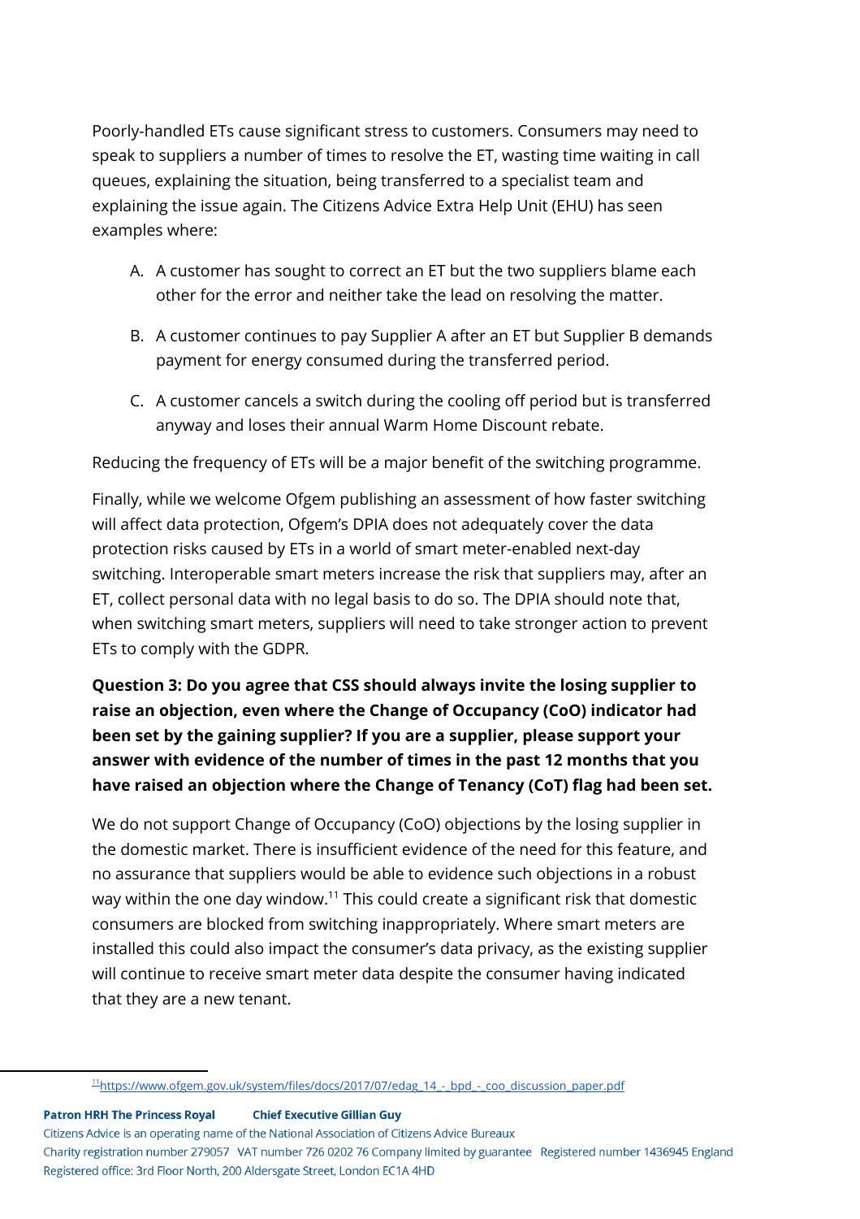Poorly-handled ETs cause significant stress to customers. Consumers may need to speak to suppliers a number of times to resolve the ET, wasting time waiting in call queues, explaining the situation, being transferred to a specialist team and explaining the issue again. The Citizens Advice Extra Help Unit (EHU) has seen examples where:

A. A customer has sought to correct an ET but the two suppliers blame each other for the error and neither take the lead on resolving the matter.

B. A customer continues to pay Supplier A after an ET but Supplier B demands payment for energy consumed during the transferred period.

C. A customer cancels a switch during the cooling off period but is transferred anyway and loses their annual Warm Home Discount rebate.

Reducing the frequency of ETs will be a major benefit of the switching programme.

Finally, while we welcome Ofgem publishing an assessment of how faster switching will affect data protection, Ofgem's DPIA does not adequately cover the data protection risks caused by ETs in a world of smart meter-enabled next-day switching. Interoperable smart meters increase the risk that suppliers may, after an ET, collect personal data with no legal basis to do so. The DPIA should note that, when switching smart meters, suppliers will need to take stronger action to prevent ETs to comply with the GDPR.

**Question 3: Do you agree that CSS should always invite the losing supplier to raise an objection, even where the Change of Occupancy (CoO) indicator had been set by the gaining supplier? If you are a supplier, please support your answer with evidence of the number of times in the past 12 months that you have raised an objection where the Change of Tenancy (CoT) flag had been set.**

We do not support Change of Occupancy (CoO) objections by the losing supplier in the domestic market. There is insufficient evidence of the need for this feature, and no assurance that suppliers would be able to evidence such objections in a robust way within the one day window.[11] This could create a significant risk that domestic consumers are blocked from switching inappropriately. Where smart meters are installed this could also impact the consumer's data privacy, as the existing supplier will continue to receive smart meter data despite the consumer having indicated that they are a new tenant.

[11] https://www.ofgem.gov.uk/system/files/docs/2017/07/edag_14_-_bpd_-_coo_discussion_paper.pdf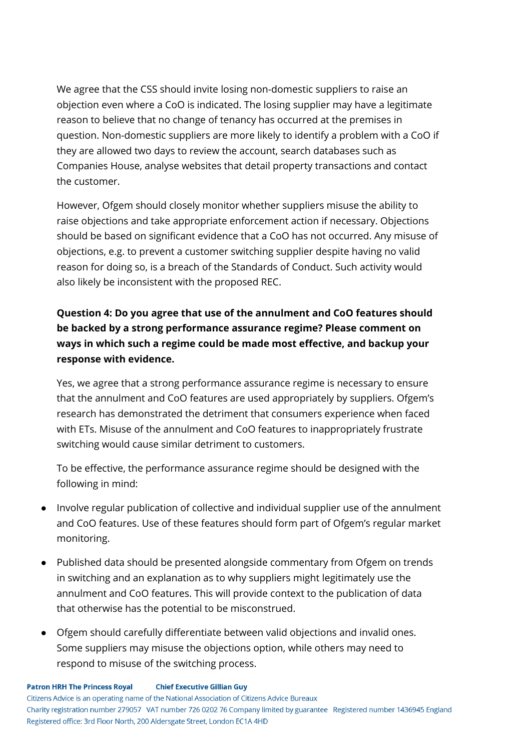We agree that the CSS should invite losing non-domestic suppliers to raise an objection even where a CoO is indicated. The losing supplier may have a legitimate reason to believe that no change of tenancy has occurred at the premises in question. Non-domestic suppliers are more likely to identify a problem with a CoO if they are allowed two days to review the account, search databases such as Companies House, analyse websites that detail property transactions and contact the customer.

However, Ofgem should closely monitor whether suppliers misuse the ability to raise objections and take appropriate enforcement action if necessary. Objections should be based on significant evidence that a CoO has not occurred. Any misuse of objections, e.g. to prevent a customer switching supplier despite having no valid reason for doing so, is a breach of the Standards of Conduct. Such activity would also likely be inconsistent with the proposed REC.

**Question 4: Do you agree that use of the annulment and CoO features should be backed by a strong performance assurance regime? Please comment on ways in which such a regime could be made most effective, and backup your response with evidence.**

Yes, we agree that a strong performance assurance regime is necessary to ensure that the annulment and CoO features are used appropriately by suppliers. Ofgem's research has demonstrated the detriment that consumers experience when faced with ETs. Misuse of the annulment and CoO features to inappropriately frustrate switching would cause similar detriment to customers.

To be effective, the performance assurance regime should be designed with the following in mind:

- Involve regular publication of collective and individual supplier use of the annulment and CoO features. Use of these features should form part of Ofgem's regular market monitoring.
- Published data should be presented alongside commentary from Ofgem on trends in switching and an explanation as to why suppliers might legitimately use the annulment and CoO features. This will provide context to the publication of data that otherwise has the potential to be misconstrued.
- Ofgem should carefully differentiate between valid objections and invalid ones. Some suppliers may misuse the objections option, while others may need to respond to misuse of the switching process.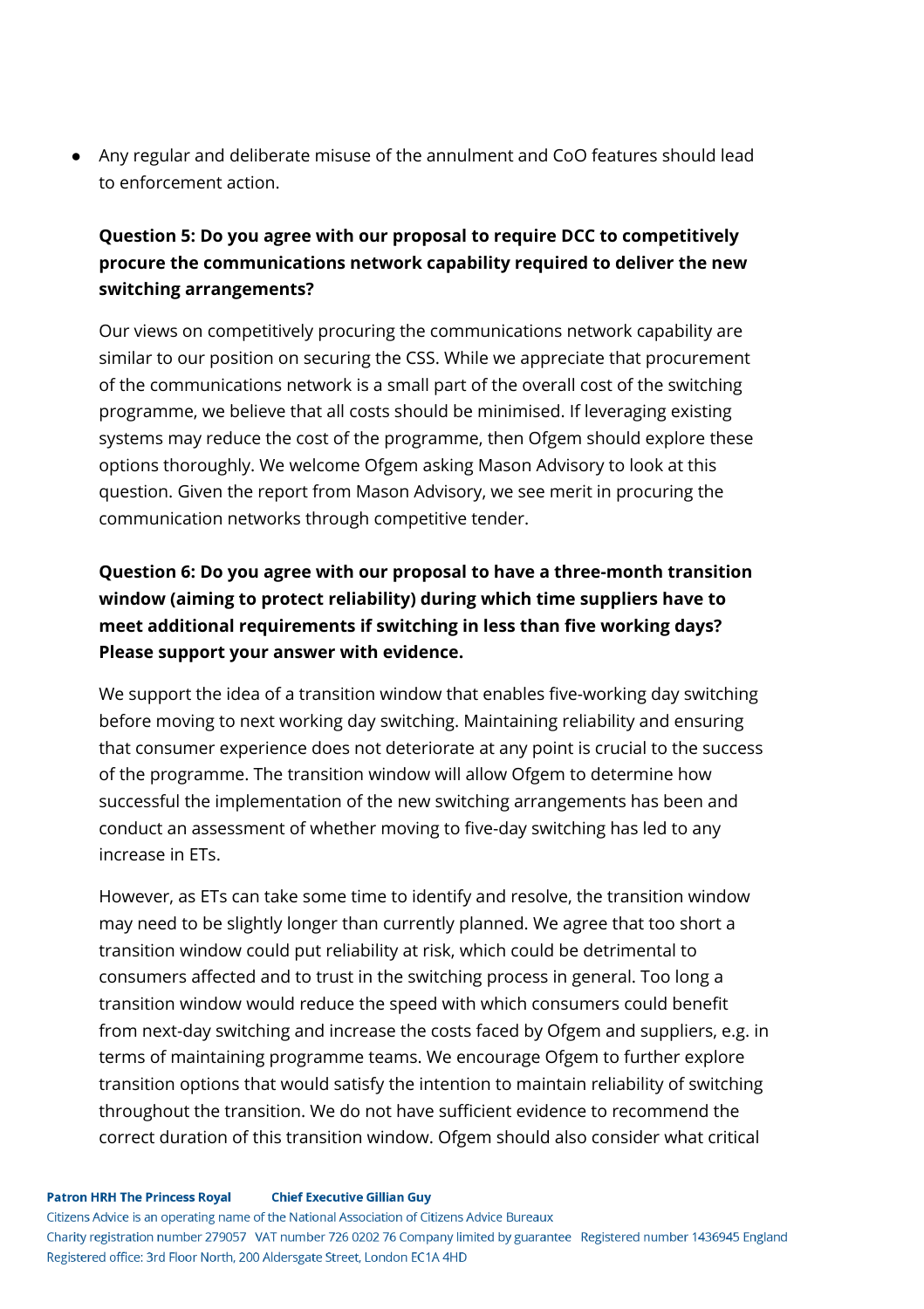- Any regular and deliberate misuse of the annulment and CoO features should lead to enforcement action.

**Question 5: Do you agree with our proposal to require DCC to competitively procure the communications network capability required to deliver the new switching arrangements?**

Our views on competitively procuring the communications network capability are similar to our position on securing the CSS. While we appreciate that procurement of the communications network is a small part of the overall cost of the switching programme, we believe that all costs should be minimised. If leveraging existing systems may reduce the cost of the programme, then Ofgem should explore these options thoroughly. We welcome Ofgem asking Mason Advisory to look at this question. Given the report from Mason Advisory, we see merit in procuring the communication networks through competitive tender.

**Question 6: Do you agree with our proposal to have a three-month transition window (aiming to protect reliability) during which time suppliers have to meet additional requirements if switching in less than five working days? Please support your answer with evidence.**

We support the idea of a transition window that enables five-working day switching before moving to next working day switching. Maintaining reliability and ensuring that consumer experience does not deteriorate at any point is crucial to the success of the programme. The transition window will allow Ofgem to determine how successful the implementation of the new switching arrangements has been and conduct an assessment of whether moving to five-day switching has led to any increase in ETs.

However, as ETs can take some time to identify and resolve, the transition window may need to be slightly longer than currently planned. We agree that too short a transition window could put reliability at risk, which could be detrimental to consumers affected and to trust in the switching process in general. Too long a transition window would reduce the speed with which consumers could benefit from next-day switching and increase the costs faced by Ofgem and suppliers, e.g. in terms of maintaining programme teams. We encourage Ofgem to further explore transition options that would satisfy the intention to maintain reliability of switching throughout the transition. We do not have sufficient evidence to recommend the correct duration of this transition window. Ofgem should also consider what critical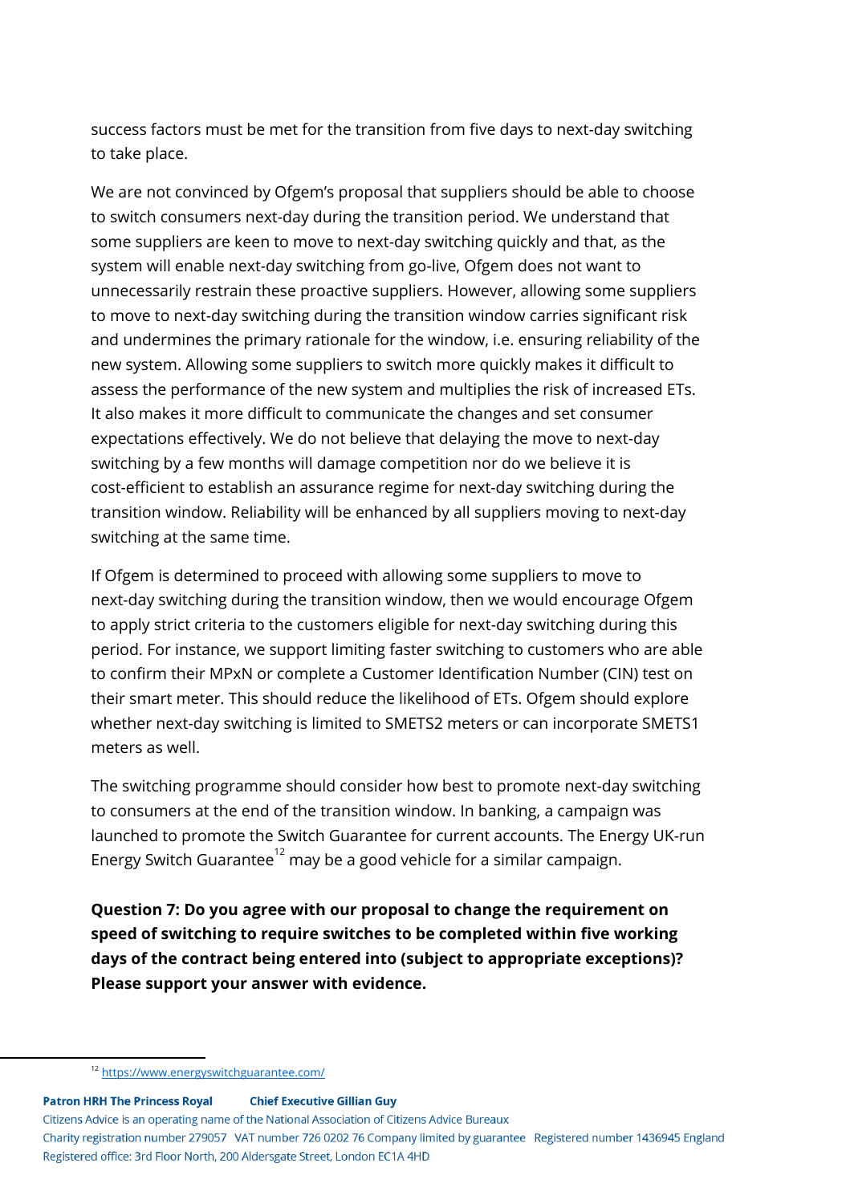success factors must be met for the transition from five days to next-day switching to take place.

We are not convinced by Ofgem's proposal that suppliers should be able to choose to switch consumers next-day during the transition period. We understand that some suppliers are keen to move to next-day switching quickly and that, as the system will enable next-day switching from go-live, Ofgem does not want to unnecessarily restrain these proactive suppliers. However, allowing some suppliers to move to next-day switching during the transition window carries significant risk and undermines the primary rationale for the window, i.e. ensuring reliability of the new system. Allowing some suppliers to switch more quickly makes it difficult to assess the performance of the new system and multiplies the risk of increased ETs. It also makes it more difficult to communicate the changes and set consumer expectations effectively. We do not believe that delaying the move to next-day switching by a few months will damage competition nor do we believe it is cost-efficient to establish an assurance regime for next-day switching during the transition window. Reliability will be enhanced by all suppliers moving to next-day switching at the same time.

If Ofgem is determined to proceed with allowing some suppliers to move to next-day switching during the transition window, then we would encourage Ofgem to apply strict criteria to the customers eligible for next-day switching during this period. For instance, we support limiting faster switching to customers who are able to confirm their MPxN or complete a Customer Identification Number (CIN) test on their smart meter. This should reduce the likelihood of ETs. Ofgem should explore whether next-day switching is limited to SMETS2 meters or can incorporate SMETS1 meters as well.

The switching programme should consider how best to promote next-day switching to consumers at the end of the transition window. In banking, a campaign was launched to promote the Switch Guarantee for current accounts. The Energy UK-run Energy Switch Guarantee[12] may be a good vehicle for a similar campaign.

**Question 7: Do you agree with our proposal to change the requirement on speed of switching to require switches to be completed within five working days of the contract being entered into (subject to appropriate exceptions)? Please support your answer with evidence.**

[12] https://www.energyswitchguarantee.com/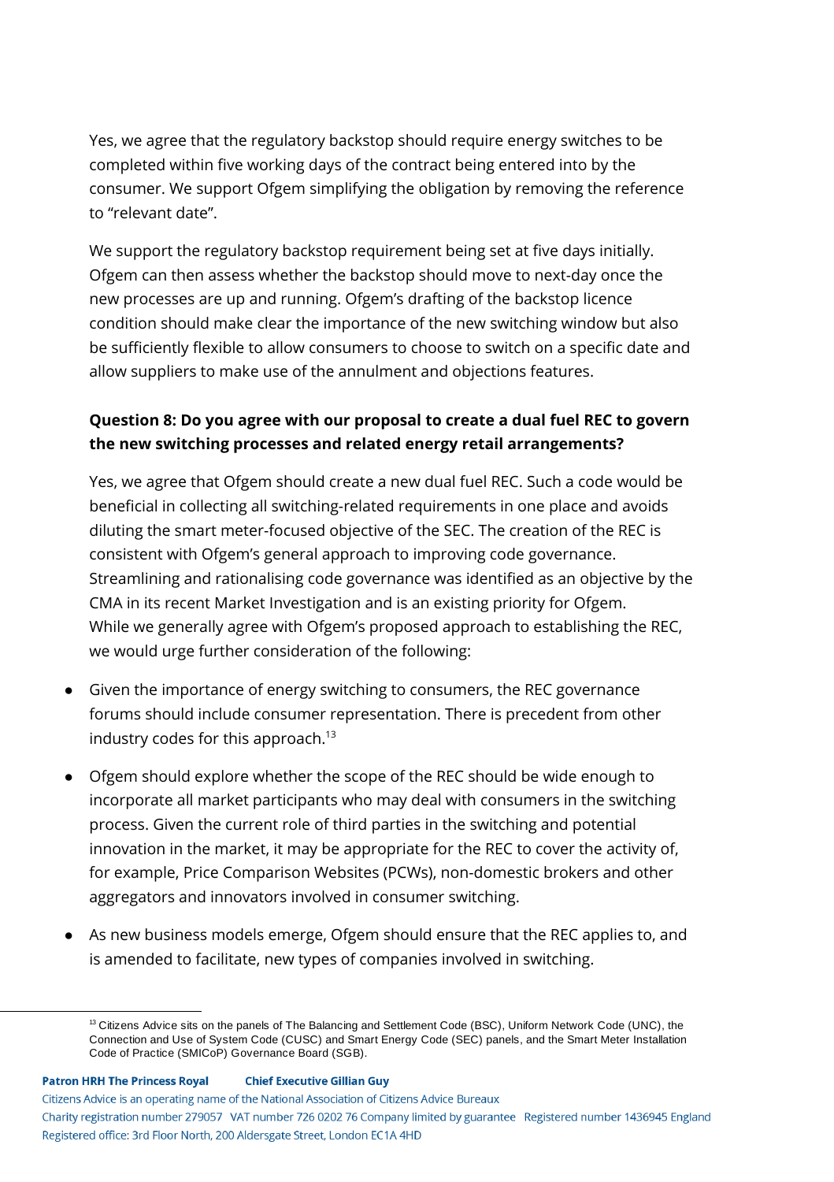Yes, we agree that the regulatory backstop should require energy switches to be completed within five working days of the contract being entered into by the consumer. We support Ofgem simplifying the obligation by removing the reference to "relevant date".

We support the regulatory backstop requirement being set at five days initially. Ofgem can then assess whether the backstop should move to next-day once the new processes are up and running. Ofgem's drafting of the backstop licence condition should make clear the importance of the new switching window but also be sufficiently flexible to allow consumers to choose to switch on a specific date and allow suppliers to make use of the annulment and objections features.

**Question 8: Do you agree with our proposal to create a dual fuel REC to govern the new switching processes and related energy retail arrangements?**

Yes, we agree that Ofgem should create a new dual fuel REC. Such a code would be beneficial in collecting all switching-related requirements in one place and avoids diluting the smart meter-focused objective of the SEC. The creation of the REC is consistent with Ofgem's general approach to improving code governance. Streamlining and rationalising code governance was identified as an objective by the CMA in its recent Market Investigation and is an existing priority for Ofgem. While we generally agree with Ofgem's proposed approach to establishing the REC, we would urge further consideration of the following:

- Given the importance of energy switching to consumers, the REC governance forums should include consumer representation. There is precedent from other industry codes for this approach.[13]
- Ofgem should explore whether the scope of the REC should be wide enough to incorporate all market participants who may deal with consumers in the switching process. Given the current role of third parties in the switching and potential innovation in the market, it may be appropriate for the REC to cover the activity of, for example, Price Comparison Websites (PCWs), non-domestic brokers and other aggregators and innovators involved in consumer switching.
- As new business models emerge, Ofgem should ensure that the REC applies to, and is amended to facilitate, new types of companies involved in switching.

[13] Citizens Advice sits on the panels of The Balancing and Settlement Code (BSC), Uniform Network Code (UNC), the Connection and Use of System Code (CUSC) and Smart Energy Code (SEC) panels, and the Smart Meter Installation Code of Practice (SMICoP) Governance Board (SGB).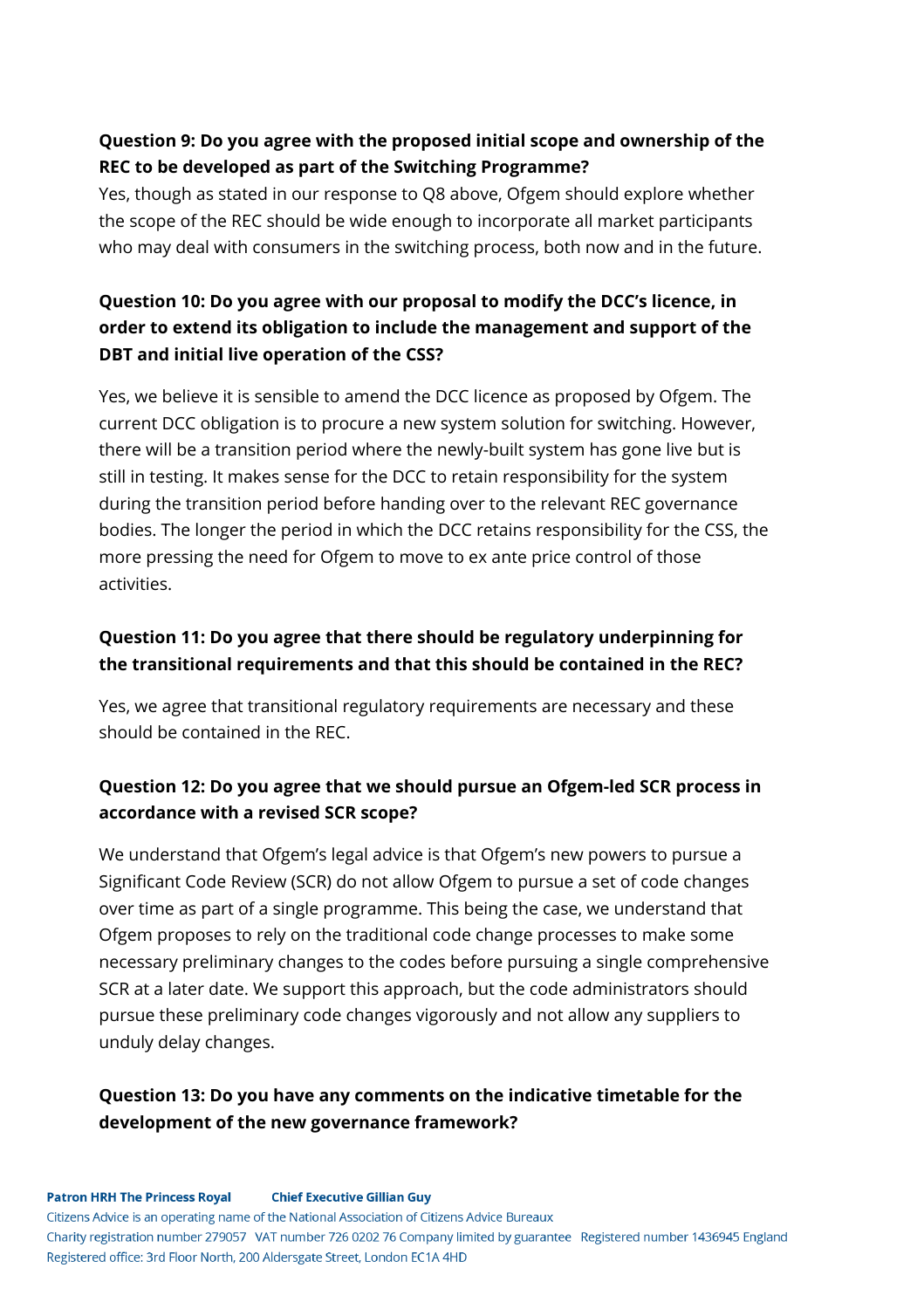**Question 9: Do you agree with the proposed initial scope and ownership of the REC to be developed as part of the Switching Programme?**

Yes, though as stated in our response to Q8 above, Ofgem should explore whether the scope of the REC should be wide enough to incorporate all market participants who may deal with consumers in the switching process, both now and in the future.

**Question 10: Do you agree with our proposal to modify the DCC's licence, in order to extend its obligation to include the management and support of the DBT and initial live operation of the CSS?**

Yes, we believe it is sensible to amend the DCC licence as proposed by Ofgem. The current DCC obligation is to procure a new system solution for switching. However, there will be a transition period where the newly-built system has gone live but is still in testing. It makes sense for the DCC to retain responsibility for the system during the transition period before handing over to the relevant REC governance bodies. The longer the period in which the DCC retains responsibility for the CSS, the more pressing the need for Ofgem to move to ex ante price control of those activities.

**Question 11: Do you agree that there should be regulatory underpinning for the transitional requirements and that this should be contained in the REC?**

Yes, we agree that transitional regulatory requirements are necessary and these should be contained in the REC.

**Question 12: Do you agree that we should pursue an Ofgem-led SCR process in accordance with a revised SCR scope?**

We understand that Ofgem's legal advice is that Ofgem's new powers to pursue a Significant Code Review (SCR) do not allow Ofgem to pursue a set of code changes over time as part of a single programme. This being the case, we understand that Ofgem proposes to rely on the traditional code change processes to make some necessary preliminary changes to the codes before pursuing a single comprehensive SCR at a later date. We support this approach, but the code administrators should pursue these preliminary code changes vigorously and not allow any suppliers to unduly delay changes.

**Question 13: Do you have any comments on the indicative timetable for the development of the new governance framework?**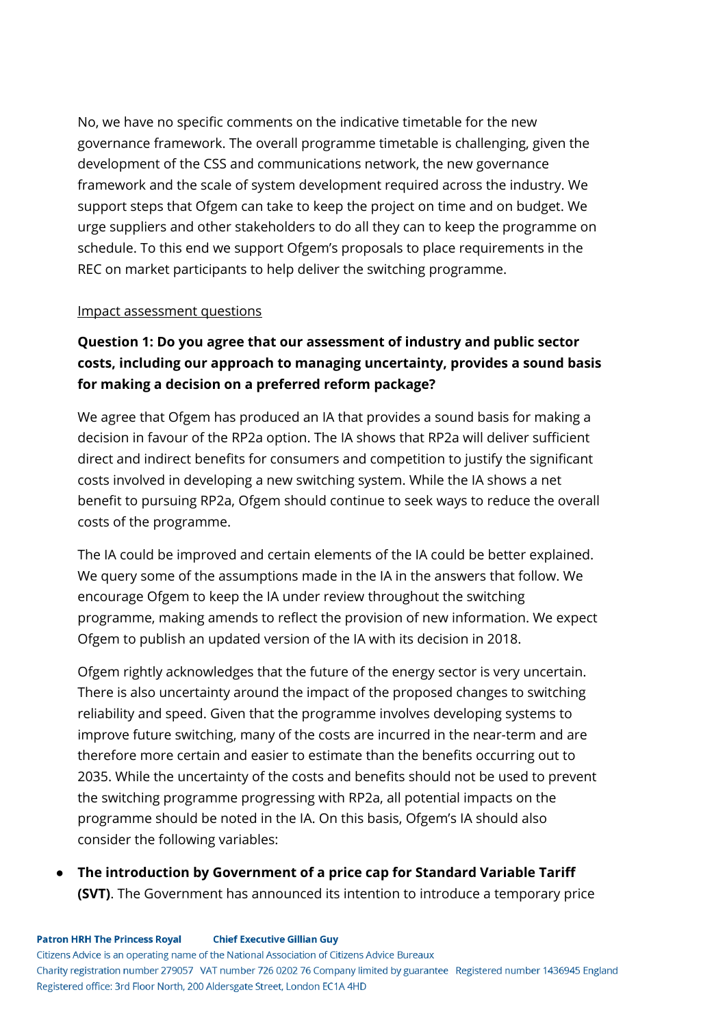No, we have no specific comments on the indicative timetable for the new governance framework. The overall programme timetable is challenging, given the development of the CSS and communications network, the new governance framework and the scale of system development required across the industry. We support steps that Ofgem can take to keep the project on time and on budget. We urge suppliers and other stakeholders to do all they can to keep the programme on schedule. To this end we support Ofgem's proposals to place requirements in the REC on market participants to help deliver the switching programme.

Impact assessment questions

**Question 1: Do you agree that our assessment of industry and public sector costs, including our approach to managing uncertainty, provides a sound basis for making a decision on a preferred reform package?**

We agree that Ofgem has produced an IA that provides a sound basis for making a decision in favour of the RP2a option. The IA shows that RP2a will deliver sufficient direct and indirect benefits for consumers and competition to justify the significant costs involved in developing a new switching system. While the IA shows a net benefit to pursuing RP2a, Ofgem should continue to seek ways to reduce the overall costs of the programme.

The IA could be improved and certain elements of the IA could be better explained. We query some of the assumptions made in the IA in the answers that follow. We encourage Ofgem to keep the IA under review throughout the switching programme, making amends to reflect the provision of new information. We expect Ofgem to publish an updated version of the IA with its decision in 2018.

Ofgem rightly acknowledges that the future of the energy sector is very uncertain. There is also uncertainty around the impact of the proposed changes to switching reliability and speed. Given that the programme involves developing systems to improve future switching, many of the costs are incurred in the near-term and are therefore more certain and easier to estimate than the benefits occurring out to 2035. While the uncertainty of the costs and benefits should not be used to prevent the switching programme progressing with RP2a, all potential impacts on the programme should be noted in the IA. On this basis, Ofgem's IA should also consider the following variables:

- **The introduction by Government of a price cap for Standard Variable Tariff (SVT)**. The Government has announced its intention to introduce a temporary price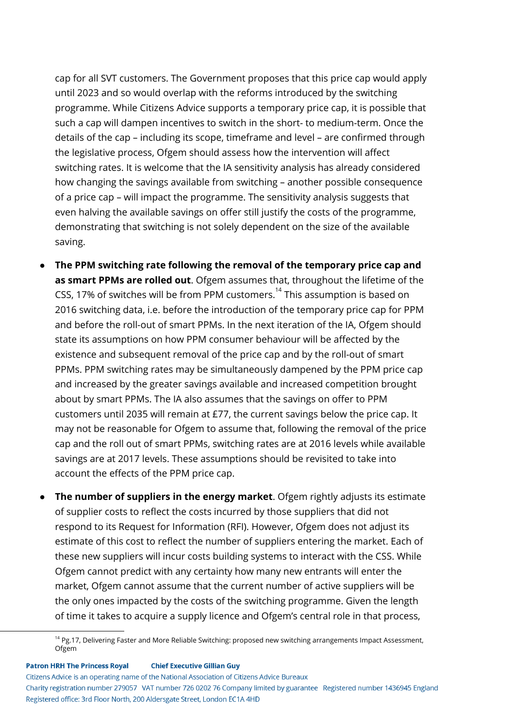cap for all SVT customers. The Government proposes that this price cap would apply until 2023 and so would overlap with the reforms introduced by the switching programme. While Citizens Advice supports a temporary price cap, it is possible that such a cap will dampen incentives to switch in the short- to medium-term. Once the details of the cap – including its scope, timeframe and level – are confirmed through the legislative process, Ofgem should assess how the intervention will affect switching rates. It is welcome that the IA sensitivity analysis has already considered how changing the savings available from switching – another possible consequence of a price cap – will impact the programme. The sensitivity analysis suggests that even halving the available savings on offer still justify the costs of the programme, demonstrating that switching is not solely dependent on the size of the available saving.

- **The PPM switching rate following the removal of the temporary price cap and as smart PPMs are rolled out**. Ofgem assumes that, throughout the lifetime of the CSS, 17% of switches will be from PPM customers.[14] This assumption is based on 2016 switching data, i.e. before the introduction of the temporary price cap for PPM and before the roll-out of smart PPMs. In the next iteration of the IA, Ofgem should state its assumptions on how PPM consumer behaviour will be affected by the existence and subsequent removal of the price cap and by the roll-out of smart PPMs. PPM switching rates may be simultaneously dampened by the PPM price cap and increased by the greater savings available and increased competition brought about by smart PPMs. The IA also assumes that the savings on offer to PPM customers until 2035 will remain at £77, the current savings below the price cap. It may not be reasonable for Ofgem to assume that, following the removal of the price cap and the roll out of smart PPMs, switching rates are at 2016 levels while available savings are at 2017 levels. These assumptions should be revisited to take into account the effects of the PPM price cap.
- **The number of suppliers in the energy market**. Ofgem rightly adjusts its estimate of supplier costs to reflect the costs incurred by those suppliers that did not respond to its Request for Information (RFI). However, Ofgem does not adjust its estimate of this cost to reflect the number of suppliers entering the market. Each of these new suppliers will incur costs building systems to interact with the CSS. While Ofgem cannot predict with any certainty how many new entrants will enter the market, Ofgem cannot assume that the current number of active suppliers will be the only ones impacted by the costs of the switching programme. Given the length of time it takes to acquire a supply licence and Ofgem's central role in that process,

[14] Pg.17, Delivering Faster and More Reliable Switching: proposed new switching arrangements Impact Assessment, Ofgem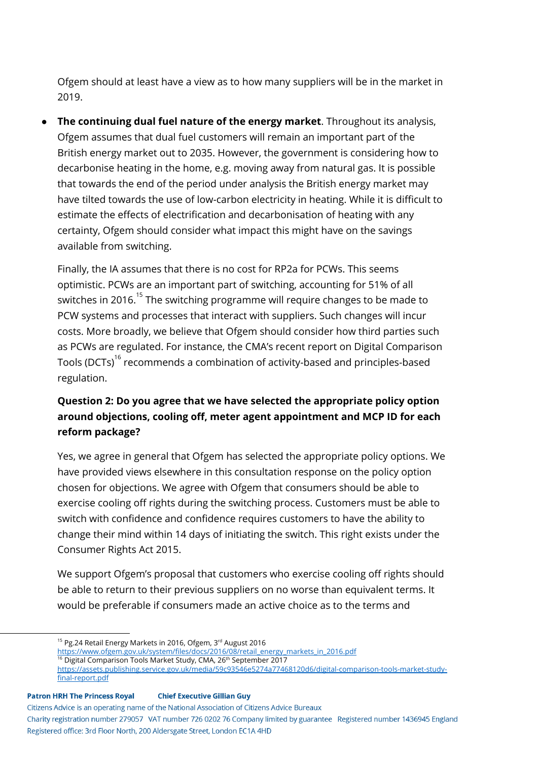Ofgem should at least have a view as to how many suppliers will be in the market in 2019.

- **The continuing dual fuel nature of the energy market**. Throughout its analysis, Ofgem assumes that dual fuel customers will remain an important part of the British energy market out to 2035. However, the government is considering how to decarbonise heating in the home, e.g. moving away from natural gas. It is possible that towards the end of the period under analysis the British energy market may have tilted towards the use of low-carbon electricity in heating. While it is difficult to estimate the effects of electrification and decarbonisation of heating with any certainty, Ofgem should consider what impact this might have on the savings available from switching.

  Finally, the IA assumes that there is no cost for RP2a for PCWs. This seems optimistic. PCWs are an important part of switching, accounting for 51% of all switches in 2016.[15] The switching programme will require changes to be made to PCW systems and processes that interact with suppliers. Such changes will incur costs. More broadly, we believe that Ofgem should consider how third parties such as PCWs are regulated. For instance, the CMA's recent report on Digital Comparison Tools (DCTs)[16] recommends a combination of activity-based and principles-based regulation.

**Question 2: Do you agree that we have selected the appropriate policy option around objections, cooling off, meter agent appointment and MCP ID for each reform package?**

Yes, we agree in general that Ofgem has selected the appropriate policy options. We have provided views elsewhere in this consultation response on the policy option chosen for objections. We agree with Ofgem that consumers should be able to exercise cooling off rights during the switching process. Customers must be able to switch with confidence and confidence requires customers to have the ability to change their mind within 14 days of initiating the switch. This right exists under the Consumer Rights Act 2015.

We support Ofgem's proposal that customers who exercise cooling off rights should be able to return to their previous suppliers on no worse than equivalent terms. It would be preferable if consumers made an active choice as to the terms and

---

[15] Pg.24 Retail Energy Markets in 2016, Ofgem, 3rd August 2016 https://www.ofgem.gov.uk/system/files/docs/2016/08/retail_energy_markets_in_2016.pdf

[16] Digital Comparison Tools Market Study, CMA, 26th September 2017 https://assets.publishing.service.gov.uk/media/59c93546e5274a77468120d6/digital-comparison-tools-market-study-final-report.pdf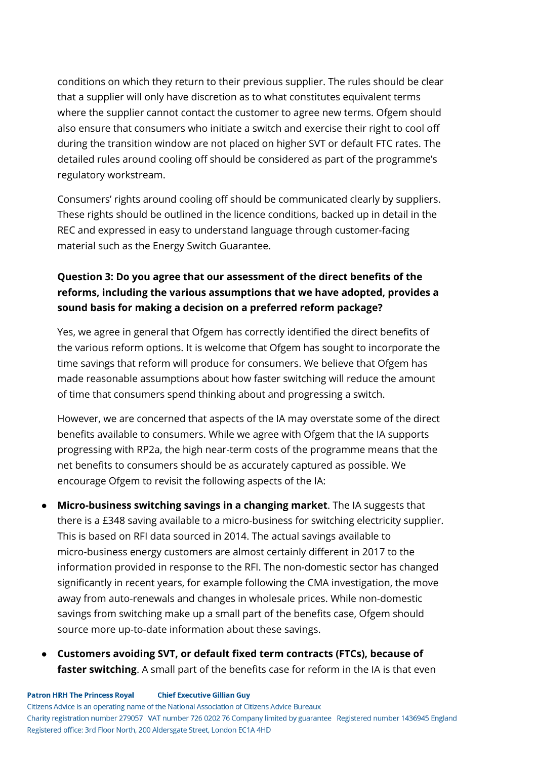conditions on which they return to their previous supplier. The rules should be clear that a supplier will only have discretion as to what constitutes equivalent terms where the supplier cannot contact the customer to agree new terms. Ofgem should also ensure that consumers who initiate a switch and exercise their right to cool off during the transition window are not placed on higher SVT or default FTC rates. The detailed rules around cooling off should be considered as part of the programme's regulatory workstream.

Consumers' rights around cooling off should be communicated clearly by suppliers. These rights should be outlined in the licence conditions, backed up in detail in the REC and expressed in easy to understand language through customer-facing material such as the Energy Switch Guarantee.

**Question 3: Do you agree that our assessment of the direct benefits of the reforms, including the various assumptions that we have adopted, provides a sound basis for making a decision on a preferred reform package?**

Yes, we agree in general that Ofgem has correctly identified the direct benefits of the various reform options. It is welcome that Ofgem has sought to incorporate the time savings that reform will produce for consumers. We believe that Ofgem has made reasonable assumptions about how faster switching will reduce the amount of time that consumers spend thinking about and progressing a switch.

However, we are concerned that aspects of the IA may overstate some of the direct benefits available to consumers. While we agree with Ofgem that the IA supports progressing with RP2a, the high near-term costs of the programme means that the net benefits to consumers should be as accurately captured as possible. We encourage Ofgem to revisit the following aspects of the IA:

- **Micro-business switching savings in a changing market**. The IA suggests that there is a £348 saving available to a micro-business for switching electricity supplier. This is based on RFI data sourced in 2014. The actual savings available to micro-business energy customers are almost certainly different in 2017 to the information provided in response to the RFI. The non-domestic sector has changed significantly in recent years, for example following the CMA investigation, the move away from auto-renewals and changes in wholesale prices. While non-domestic savings from switching make up a small part of the benefits case, Ofgem should source more up-to-date information about these savings.
- **Customers avoiding SVT, or default fixed term contracts (FTCs), because of faster switching**. A small part of the benefits case for reform in the IA is that even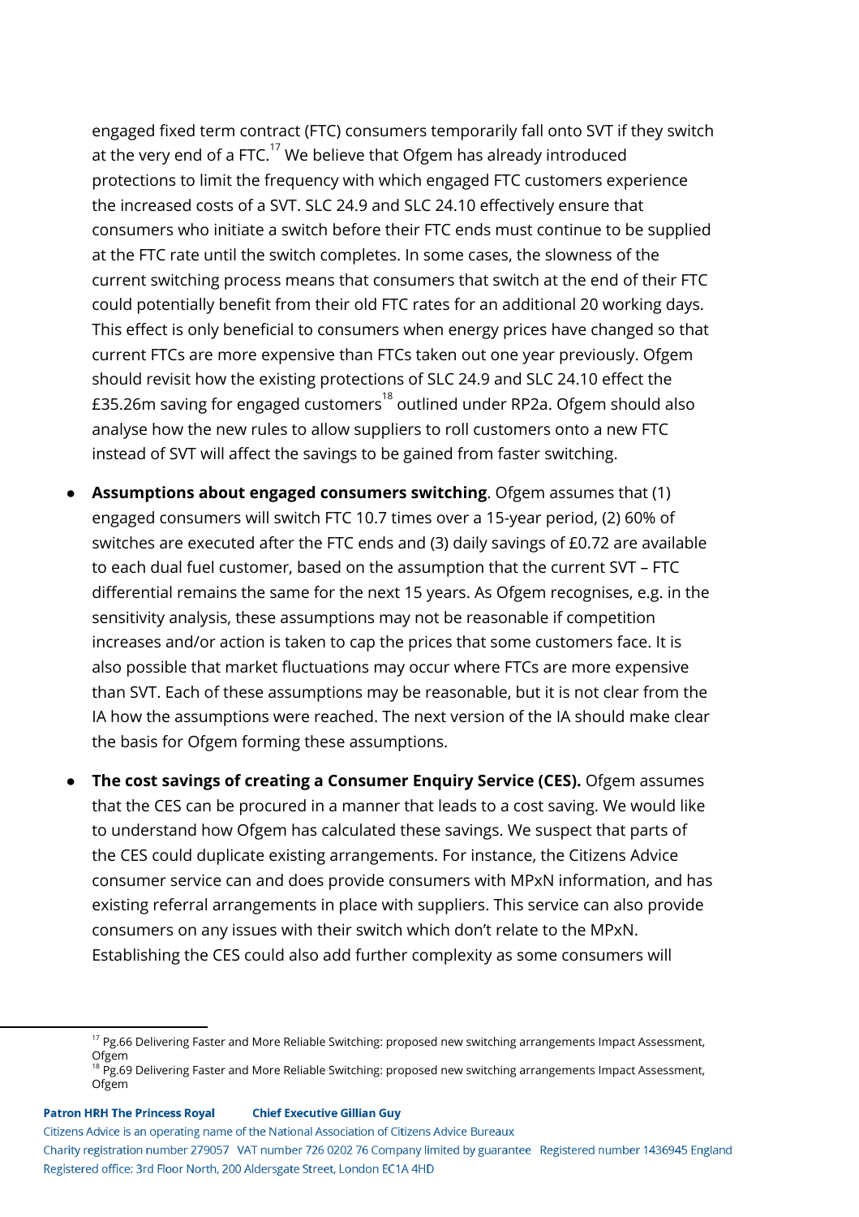engaged fixed term contract (FTC) consumers temporarily fall onto SVT if they switch at the very end of a FTC.[17] We believe that Ofgem has already introduced protections to limit the frequency with which engaged FTC customers experience the increased costs of a SVT. SLC 24.9 and SLC 24.10 effectively ensure that consumers who initiate a switch before their FTC ends must continue to be supplied at the FTC rate until the switch completes. In some cases, the slowness of the current switching process means that consumers that switch at the end of their FTC could potentially benefit from their old FTC rates for an additional 20 working days. This effect is only beneficial to consumers when energy prices have changed so that current FTCs are more expensive than FTCs taken out one year previously. Ofgem should revisit how the existing protections of SLC 24.9 and SLC 24.10 effect the £35.26m saving for engaged customers[18] outlined under RP2a. Ofgem should also analyse how the new rules to allow suppliers to roll customers onto a new FTC instead of SVT will affect the savings to be gained from faster switching.

- **Assumptions about engaged consumers switching**. Ofgem assumes that (1) engaged consumers will switch FTC 10.7 times over a 15-year period, (2) 60% of switches are executed after the FTC ends and (3) daily savings of £0.72 are available to each dual fuel customer, based on the assumption that the current SVT – FTC differential remains the same for the next 15 years. As Ofgem recognises, e.g. in the sensitivity analysis, these assumptions may not be reasonable if competition increases and/or action is taken to cap the prices that some customers face. It is also possible that market fluctuations may occur where FTCs are more expensive than SVT. Each of these assumptions may be reasonable, but it is not clear from the IA how the assumptions were reached. The next version of the IA should make clear the basis for Ofgem forming these assumptions.
- **The cost savings of creating a Consumer Enquiry Service (CES).** Ofgem assumes that the CES can be procured in a manner that leads to a cost saving. We would like to understand how Ofgem has calculated these savings. We suspect that parts of the CES could duplicate existing arrangements. For instance, the Citizens Advice consumer service can and does provide consumers with MPxN information, and has existing referral arrangements in place with suppliers. This service can also provide consumers on any issues with their switch which don't relate to the MPxN. Establishing the CES could also add further complexity as some consumers will

[17] Pg.66 Delivering Faster and More Reliable Switching: proposed new switching arrangements Impact Assessment, Ofgem

[18] Pg.69 Delivering Faster and More Reliable Switching: proposed new switching arrangements Impact Assessment, Ofgem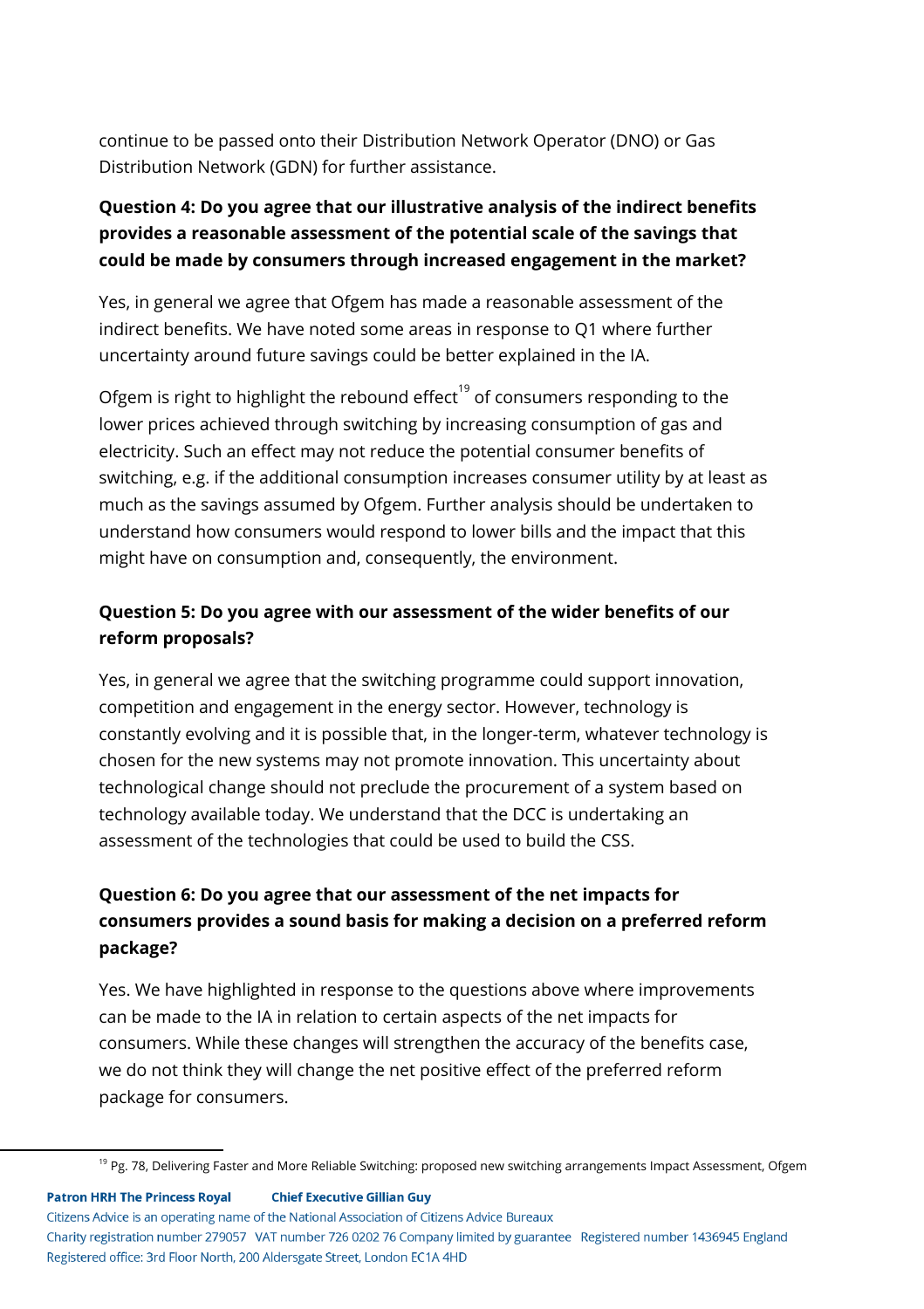continue to be passed onto their Distribution Network Operator (DNO) or Gas Distribution Network (GDN) for further assistance.

**Question 4: Do you agree that our illustrative analysis of the indirect benefits provides a reasonable assessment of the potential scale of the savings that could be made by consumers through increased engagement in the market?**

Yes, in general we agree that Ofgem has made a reasonable assessment of the indirect benefits. We have noted some areas in response to Q1 where further uncertainty around future savings could be better explained in the IA.

Ofgem is right to highlight the rebound effect[19] of consumers responding to the lower prices achieved through switching by increasing consumption of gas and electricity. Such an effect may not reduce the potential consumer benefits of switching, e.g. if the additional consumption increases consumer utility by at least as much as the savings assumed by Ofgem. Further analysis should be undertaken to understand how consumers would respond to lower bills and the impact that this might have on consumption and, consequently, the environment.

**Question 5: Do you agree with our assessment of the wider benefits of our reform proposals?**

Yes, in general we agree that the switching programme could support innovation, competition and engagement in the energy sector. However, technology is constantly evolving and it is possible that, in the longer-term, whatever technology is chosen for the new systems may not promote innovation. This uncertainty about technological change should not preclude the procurement of a system based on technology available today. We understand that the DCC is undertaking an assessment of the technologies that could be used to build the CSS.

**Question 6: Do you agree that our assessment of the net impacts for consumers provides a sound basis for making a decision on a preferred reform package?**

Yes. We have highlighted in response to the questions above where improvements can be made to the IA in relation to certain aspects of the net impacts for consumers. While these changes will strengthen the accuracy of the benefits case, we do not think they will change the net positive effect of the preferred reform package for consumers.

[19] Pg. 78, Delivering Faster and More Reliable Switching: proposed new switching arrangements Impact Assessment, Ofgem